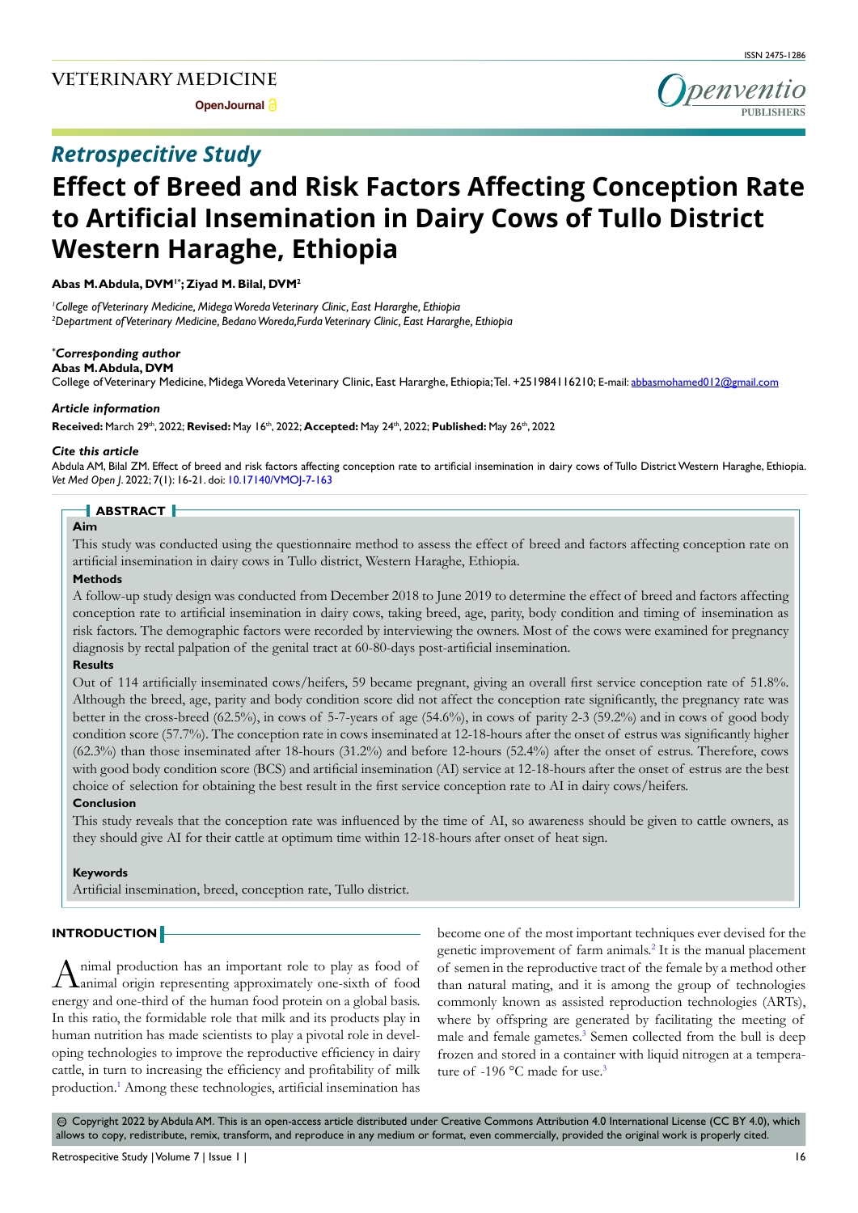## Retrospective Study

# Effect of Breed and Risk Factors Affecting Conception Rate to Artificial Insemination in Dairy Cows of Tullo District Western Haraghe, Ethiopia

**Abas M. Abdula, DVM[1*]; Ziyad M. Bilal, DVM[2]**

[1]*College of Veterinary Medicine, Midega Woreda Veterinary Clinic, East Hararghe, Ethiopia*
[2]*Department of Veterinary Medicine, Bedano Woreda, Furda Veterinary Clinic, East Hararghe, Ethiopia*

***Corresponding author**
**Abas M. Abdula, DVM**
College of Veterinary Medicine, Midega Woreda Veterinary Clinic, East Hararghe, Ethiopia; Tel. +251984116210; E-mail: abbasmohamed012@gmail.com

***Article information***
**Received:** March 29th, 2022; **Revised:** May 16th, 2022; **Accepted:** May 24th, 2022; **Published:** May 26th, 2022

***Cite this article***
Abdula AM, Bilal ZM. Effect of breed and risk factors affecting conception rate to artificial insemination in dairy cows of Tullo District Western Haraghe, Ethiopia. *Vet Med Open J*. 2022; 7(1): 16-21. doi: 10.17140/VMOJ-7-163

## ABSTRACT

**Aim**

This study was conducted using the questionnaire method to assess the effect of breed and factors affecting conception rate on artificial insemination in dairy cows in Tullo district, Western Haraghe, Ethiopia.

**Methods**

A follow-up study design was conducted from December 2018 to June 2019 to determine the effect of breed and factors affecting conception rate to artificial insemination in dairy cows, taking breed, age, parity, body condition and timing of insemination as risk factors. The demographic factors were recorded by interviewing the owners. Most of the cows were examined for pregnancy diagnosis by rectal palpation of the genital tract at 60-80-days post-artificial insemination.

**Results**

Out of 114 artificially inseminated cows/heifers, 59 became pregnant, giving an overall first service conception rate of 51.8%. Although the breed, age, parity and body condition score did not affect the conception rate significantly, the pregnancy rate was better in the cross-breed (62.5%), in cows of 5-7-years of age (54.6%), in cows of parity 2-3 (59.2%) and in cows of good body condition score (57.7%). The conception rate in cows inseminated at 12-18-hours after the onset of estrus was significantly higher (62.3%) than those inseminated after 18-hours (31.2%) and before 12-hours (52.4%) after the onset of estrus. Therefore, cows with good body condition score (BCS) and artificial insemination (AI) service at 12-18-hours after the onset of estrus are the best choice of selection for obtaining the best result in the first service conception rate to AI in dairy cows/heifers.

**Conclusion**

This study reveals that the conception rate was influenced by the time of AI, so awareness should be given to cattle owners, as they should give AI for their cattle at optimum time within 12-18-hours after onset of heat sign.

**Keywords**

Artificial insemination, breed, conception rate, Tullo district.

## INTRODUCTION

Animal production has an important role to play as food of animal origin representing approximately one-sixth of food energy and one-third of the human food protein on a global basis. In this ratio, the formidable role that milk and its products play in human nutrition has made scientists to play a pivotal role in developing technologies to improve the reproductive efficiency in dairy cattle, in turn to increasing the efficiency and profitability of milk production.[1] Among these technologies, artificial insemination has become one of the most important techniques ever devised for the genetic improvement of farm animals.[2] It is the manual placement of semen in the reproductive tract of the female by a method other than natural mating, and it is among the group of technologies commonly known as assisted reproduction technologies (ARTs), where by offspring are generated by facilitating the meeting of male and female gametes.[3] Semen collected from the bull is deep frozen and stored in a container with liquid nitrogen at a temperature of -196 °C made for use.[3]

© Copyright 2022 by Abdula AM. This is an open-access article distributed under Creative Commons Attribution 4.0 International License (CC BY 4.0), which allows to copy, redistribute, remix, transform, and reproduce in any medium or format, even commercially, provided the original work is properly cited.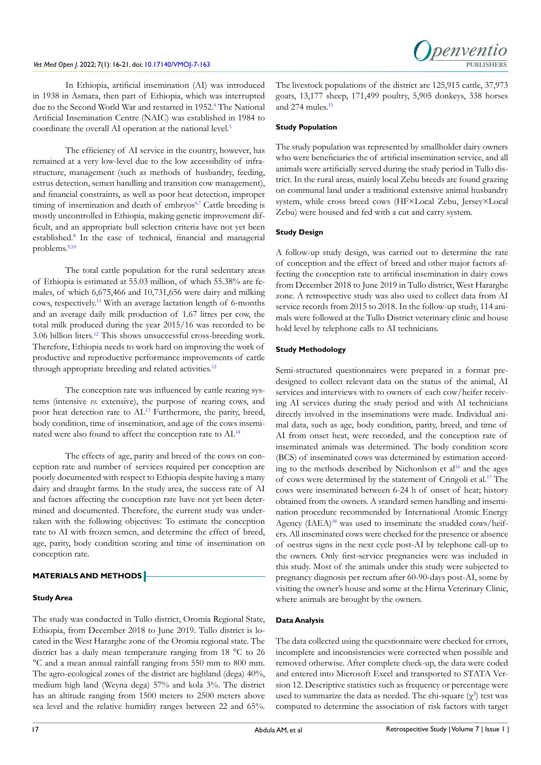In Ethiopia, artificial insemination (AI) was introduced in 1938 in Asmara, then part of Ethiopia, which was interrupted due to the Second World War and restarted in 1952.[4] The National Artificial Insemination Centre (NAIC) was established in 1984 to coordinate the overall AI operation at the national level.[5]

The efficiency of AI service in the country, however, has remained at a very low-level due to the low accessibility of infrastructure, management (such as methods of husbandry, feeding, estrus detection, semen handling and transition cow management), and financial constraints, as well as poor heat detection, improper timing of insemination and death of embryos[6,7] Cattle breeding is mostly uncontrolled in Ethiopia, making genetic improvement difficult, and an appropriate bull selection criteria have not yet been established.[8] In the case of technical, financial and managerial problems.[9,10]

The total cattle population for the rural sedentary areas of Ethiopia is estimated at 55.03 million, of which 55.38% are females, of which 6,675,466 and 10,731,656 were dairy and milking cows, respectively.[11] With an average lactation length of 6-months and an average daily milk production of 1.67 litres per cow, the total milk produced during the year 2015/16 was recorded to be 3.06 billion liters.[12] This shows unsuccessful cross-breeding work. Therefore, Ethiopia needs to work hard on improving the work of productive and reproductive performance improvements of cattle through appropriate breeding and related activities.[12]

The conception rate was influenced by cattle rearing systems (intensive *vs.* extensive), the purpose of rearing cows, and poor heat detection rate to AI.[13] Furthermore, the parity, breed, body condition, time of insemination, and age of the cows inseminated were also found to affect the conception rate to AI.[14]

The effects of age, parity and breed of the cows on conception rate and number of services required per conception are poorly documented with respect to Ethiopia despite having a many dairy and draught farms. In the study area, the success rate of AI service and factors affecting the conception rate have not yet been determined and documented. Therefore, the current study was undertaken with the following objectives: To estimate the conception rate to AI with frozen semen, and determine the effect of breed, age, parity, body condition scoring and time of insemination on conception rate.

## MATERIALS AND METHODS

### Study Area

The study was conducted in Tullo district, Oromia Regional State, Ethiopia, from December 2018 to June 2019. Tullo district is located in the West Hararghe zone of the Oromia regional state. The district has a daily mean temperature ranging from 18 °C to 26 °C and a mean annual rainfall ranging from 550 mm to 800 mm. The agro-ecological zones of the district are highland (dega) 40%, medium high land (Weyna dega) 57% and kola 3%. The district has an altitude ranging from 1500 meters to 2500 meters above sea level and the relative humidity ranges between 22 and 65%. The livestock populations of the district are 125,915 cattle, 37,973 goats, 13,177 sheep, 171,499 poultry, 5,905 donkeys, 338 horses and 274 mules.[15]

### Study Population

The study population was represented by smallholder dairy owners who were beneficiaries the of artificial insemination service, and all animals were artificially served during the study period in Tullo district. In the rural areas, mainly local Zebu breeds are found grazing on communal land under a traditional extensive animal husbandry system, while cross breed cows (HF×Local Zebu, Jersey×Local Zebu) were housed and fed with a cut and carry system.

### Study Design

A follow-up study design, was carried out to determine the rate of conception and the effect of breed and other major factors affecting the conception rate to artificial insemination in dairy cows from December 2018 to June 2019 in Tullo district, West Hararghe zone. A retrospective study was also used to collect data from AI service records from 2015 to 2018. In the follow-up study, 114 animals were followed at the Tullo District veterinary clinic and house hold level by telephone calls to AI technicians.

### Study Methodology

Semi-structured questionnaires were prepared in a format predesigned to collect relevant data on the status of the animal, AI services and interviews with to owners of each cow/heifer receiving AI services during the study period and with AI technicians directly involved in the inseminations were made. Individual animal data, such as age, body condition, parity, breed, and time of AI from onset heat, were recorded, and the conception rate of inseminated animals was determined. The body condition score (BCS) of inseminated cows was determined by estimation according to the methods described by Nichonlson et al[16] and the ages of cows were determined by the statement of Cringoli et al.[17] The cows were inseminated between 6-24 h of onset of heat; history obtained from the owners. A standard semen handling and insemination procedure recommended by International Atomic Energy Agency (IAEA)[18] was used to inseminate the studded cows/heifers. All inseminated cows were checked for the presence or absence of oestrus signs in the next cycle post-AI by telephone call-up to the owners. Only first-service pregnancies were was included in this study. Most of the animals under this study were subjected to pregnancy diagnosis per rectum after 60-90-days post-AI, some by visiting the owner's house and some at the Hirna Veterinary Clinic, where animals are brought by the owners.

### Data Analysis

The data collected using the questionnaire were checked for errors, incomplete and inconsistencies were corrected when possible and removed otherwise. After complete check-up, the data were coded and entered into Microsoft Excel and transported to STATA Version 12. Descriptive statistics such as frequency or percentage were used to summarize the data as needed. The chi-square ($\chi^2$) test was computed to determine the association of risk factors with target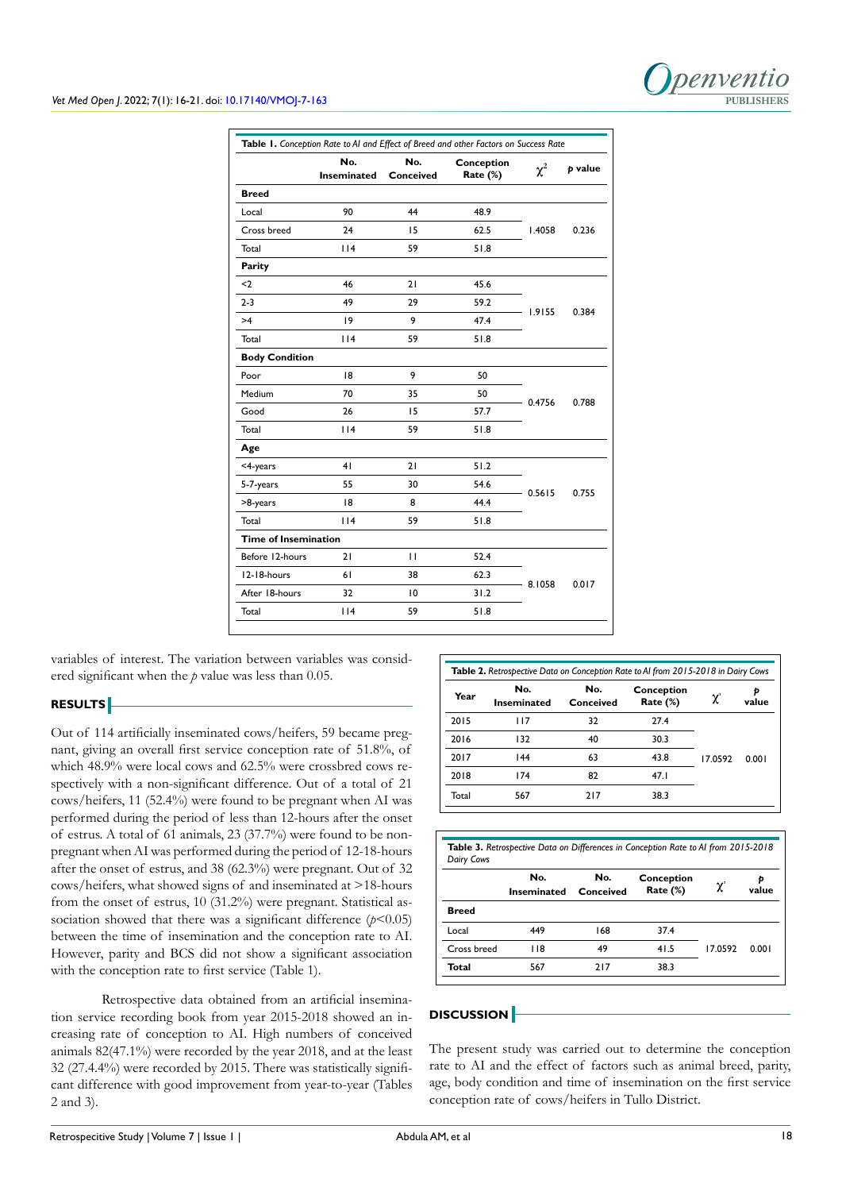**Table 1.** *Conception Rate to AI and Effect of Breed and other Factors on Success Rate*

| | No. Inseminated | No. Conceived | Conception Rate (%) | $\chi^2$ | *p* value |
|---|---|---|---|---|---|
| **Breed** | | | | | |
| Local | 90 | 44 | 48.9 | | |
| Cross breed | 24 | 15 | 62.5 | 1.4058 | 0.236 |
| Total | 114 | 59 | 51.8 | | |
| **Parity** | | | | | |
| <2 | 46 | 21 | 45.6 | | |
| 2-3 | 49 | 29 | 59.2 | 1.9155 | 0.384 |
| >4 | 19 | 9 | 47.4 | | |
| Total | 114 | 59 | 51.8 | | |
| **Body Condition** | | | | | |
| Poor | 18 | 9 | 50 | | |
| Medium | 70 | 35 | 50 | 0.4756 | 0.788 |
| Good | 26 | 15 | 57.7 | | |
| Total | 114 | 59 | 51.8 | | |
| **Age** | | | | | |
| <4-years | 41 | 21 | 51.2 | | |
| 5-7-years | 55 | 30 | 54.6 | 0.5615 | 0.755 |
| >8-years | 18 | 8 | 44.4 | | |
| Total | 114 | 59 | 51.8 | | |
| **Time of Insemination** | | | | | |
| Before 12-hours | 21 | 11 | 52.4 | | |
| 12-18-hours | 61 | 38 | 62.3 | 8.1058 | 0.017 |
| After 18-hours | 32 | 10 | 31.2 | | |
| Total | 114 | 59 | 51.8 | | |

variables of interest. The variation between variables was considered significant when the *p* value was less than 0.05.

## RESULTS

Out of 114 artificially inseminated cows/heifers, 59 became pregnant, giving an overall first service conception rate of 51.8%, of which 48.9% were local cows and 62.5% were crossbred cows respectively with a non-significant difference. Out of a total of 21 cows/heifers, 11 (52.4%) were found to be pregnant when AI was performed during the period of less than 12-hours after the onset of estrus. A total of 61 animals, 23 (37.7%) were found to be non-pregnant when AI was performed during the period of 12-18-hours after the onset of estrus, and 38 (62.3%) were pregnant. Out of 32 cows/heifers, what showed signs of and inseminated at >18-hours from the onset of estrus, 10 (31.2%) were pregnant. Statistical association showed that there was a significant difference ($p<0.05$) between the time of insemination and the conception rate to AI. However, parity and BCS did not show a significant association with the conception rate to first service (Table 1).

Retrospective data obtained from an artificial insemination service recording book from year 2015-2018 showed an increasing rate of conception to AI. High numbers of conceived animals 82(47.1%) were recorded by the year 2018, and at the least 32 (27.4.4%) were recorded by 2015. There was statistically significant difference with good improvement from year-to-year (Tables 2 and 3).

**Table 2.** *Retrospective Data on Conception Rate to AI from 2015-2018 in Dairy Cows*

| Year | No. Inseminated | No. Conceived | Conception Rate (%) | $\chi^2$ | *p* value |
|---|---|---|---|---|---|
| 2015 | 117 | 32 | 27.4 | | |
| 2016 | 132 | 40 | 30.3 | | |
| 2017 | 144 | 63 | 43.8 | 17.0592 | 0.001 |
| 2018 | 174 | 82 | 47.1 | | |
| Total | 567 | 217 | 38.3 | | |

**Table 3.** *Retrospective Data on Differences in Conception Rate to AI from 2015-2018 Dairy Cows*

| | No. Inseminated | No. Conceived | Conception Rate (%) | $\chi^2$ | *p* value |
|---|---|---|---|---|---|
| **Breed** | | | | | |
| Local | 449 | 168 | 37.4 | | |
| Cross breed | 118 | 49 | 41.5 | 17.0592 | 0.001 |
| **Total** | 567 | 217 | 38.3 | | |

## DISCUSSION

The present study was carried out to determine the conception rate to AI and the effect of factors such as animal breed, parity, age, body condition and time of insemination on the first service conception rate of cows/heifers in Tullo District.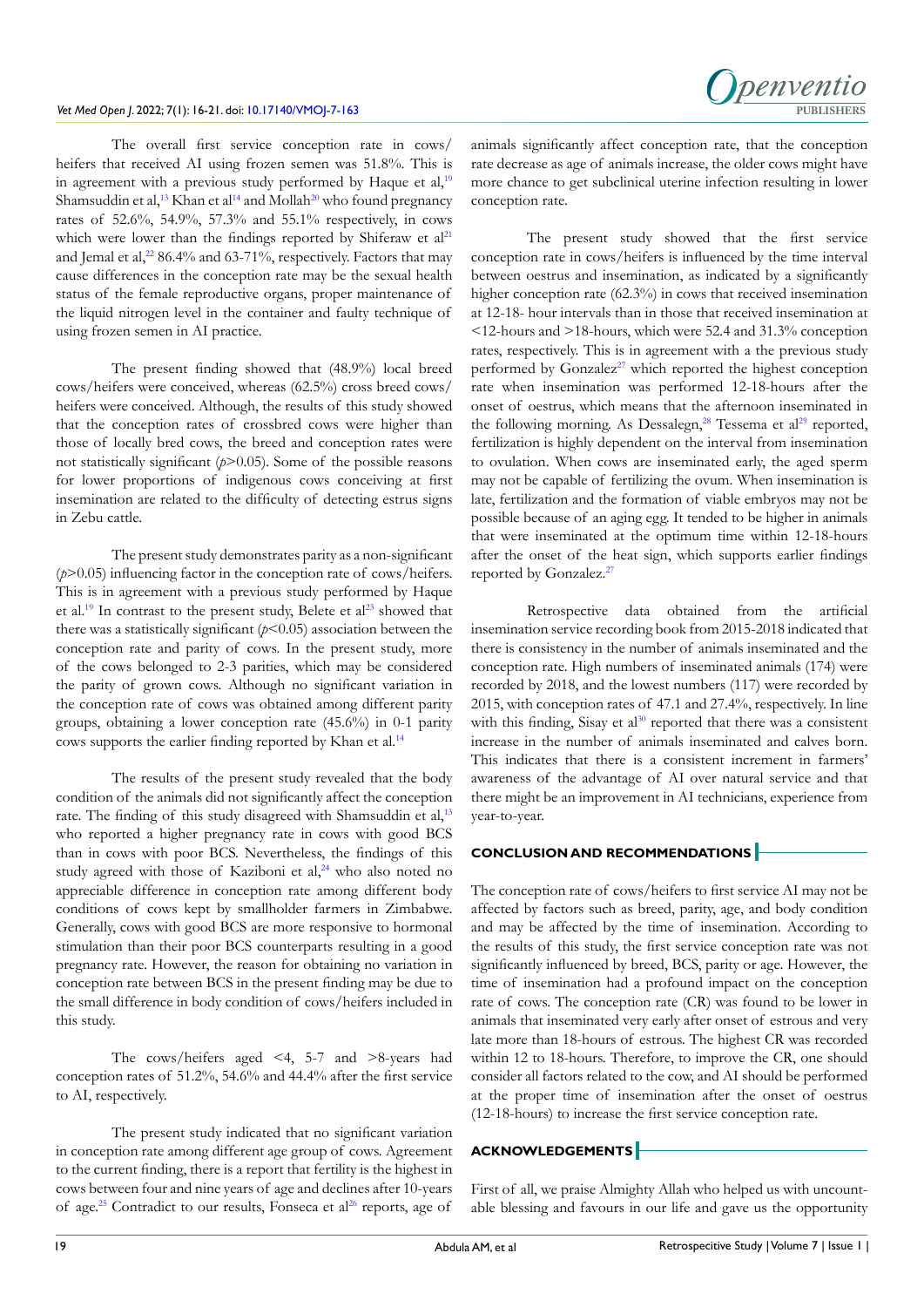The overall first service conception rate in cows/heifers that received AI using frozen semen was 51.8%. This is in agreement with a previous study performed by Haque et al,[19] Shamsuddin et al,[13] Khan et al[14] and Mollah[20] who found pregnancy rates of 52.6%, 54.9%, 57.3% and 55.1% respectively, in cows which were lower than the findings reported by Shiferaw et al[21] and Jemal et al,[22] 86.4% and 63-71%, respectively. Factors that may cause differences in the conception rate may be the sexual health status of the female reproductive organs, proper maintenance of the liquid nitrogen level in the container and faulty technique of using frozen semen in AI practice.

The present finding showed that (48.9%) local breed cows/heifers were conceived, whereas (62.5%) cross breed cows/heifers were conceived. Although, the results of this study showed that the conception rates of crossbred cows were higher than those of locally bred cows, the breed and conception rates were not statistically significant ($p>0.05$). Some of the possible reasons for lower proportions of indigenous cows conceiving at first insemination are related to the difficulty of detecting estrus signs in Zebu cattle.

The present study demonstrates parity as a non-significant ($p>0.05$) influencing factor in the conception rate of cows/heifers. This is in agreement with a previous study performed by Haque et al.[19] In contrast to the present study, Belete et al[23] showed that there was a statistically significant ($p<0.05$) association between the conception rate and parity of cows. In the present study, more of the cows belonged to 2-3 parities, which may be considered the parity of grown cows. Although no significant variation in the conception rate of cows was obtained among different parity groups, obtaining a lower conception rate (45.6%) in 0-1 parity cows supports the earlier finding reported by Khan et al.[14]

The results of the present study revealed that the body condition of the animals did not significantly affect the conception rate. The finding of this study disagreed with Shamsuddin et al,[13] who reported a higher pregnancy rate in cows with good BCS than in cows with poor BCS. Nevertheless, the findings of this study agreed with those of Kaziboni et al,[24] who also noted no appreciable difference in conception rate among different body conditions of cows kept by smallholder farmers in Zimbabwe. Generally, cows with good BCS are more responsive to hormonal stimulation than their poor BCS counterparts resulting in a good pregnancy rate. However, the reason for obtaining no variation in conception rate between BCS in the present finding may be due to the small difference in body condition of cows/heifers included in this study.

The cows/heifers aged <4, 5-7 and >8-years had conception rates of 51.2%, 54.6% and 44.4% after the first service to AI, respectively.

The present study indicated that no significant variation in conception rate among different age group of cows. Agreement to the current finding, there is a report that fertility is the highest in cows between four and nine years of age and declines after 10-years of age.[25] Contradict to our results, Fonseca et al[26] reports, age of animals significantly affect conception rate, that the conception rate decrease as age of animals increase, the older cows might have more chance to get subclinical uterine infection resulting in lower conception rate.

The present study showed that the first service conception rate in cows/heifers is influenced by the time interval between oestrus and insemination, as indicated by a significantly higher conception rate (62.3%) in cows that received insemination at 12-18- hour intervals than in those that received insemination at <12-hours and >18-hours, which were 52.4 and 31.3% conception rates, respectively. This is in agreement with the previous study performed by Gonzalez[27] which reported the highest conception rate when insemination was performed 12-18-hours after the onset of oestrus, which means that the afternoon inseminated in the following morning. As Dessalegn,[28] Tessema et al[29] reported, fertilization is highly dependent on the interval from insemination to ovulation. When cows are inseminated early, the aged sperm may not be capable of fertilizing the ovum. When insemination is late, fertilization and the formation of viable embryos may not be possible because of an aging egg. It tended to be higher in animals that were inseminated at the optimum time within 12-18-hours after the onset of the heat sign, which supports earlier findings reported by Gonzalez.[27]

Retrospective data obtained from the artificial insemination service recording book from 2015-2018 indicated that there is consistency in the number of animals inseminated and the conception rate. High numbers of inseminated animals (174) were recorded by 2018, and the lowest numbers (117) were recorded by 2015, with conception rates of 47.1 and 27.4%, respectively. In line with this finding, Sisay et al[30] reported that there was a consistent increase in the number of animals inseminated and calves born. This indicates that there is a consistent increment in farmers' awareness of the advantage of AI over natural service and that there might be an improvement in AI technicians, experience from year-to-year.

## CONCLUSION AND RECOMMENDATIONS

The conception rate of cows/heifers to first service AI may not be affected by factors such as breed, parity, age, and body condition and may be affected by the time of insemination. According to the results of this study, the first service conception rate was not significantly influenced by breed, BCS, parity or age. However, the time of insemination had a profound impact on the conception rate of cows. The conception rate (CR) was found to be lower in animals that inseminated very early after onset of estrous and very late more than 18-hours of estrous. The highest CR was recorded within 12 to 18-hours. Therefore, to improve the CR, one should consider all factors related to the cow, and AI should be performed at the proper time of insemination after the onset of oestrus (12-18-hours) to increase the first service conception rate.

## ACKNOWLEDGEMENTS

First of all, we praise Almighty Allah who helped us with uncountable blessing and favours in our life and gave us the opportunity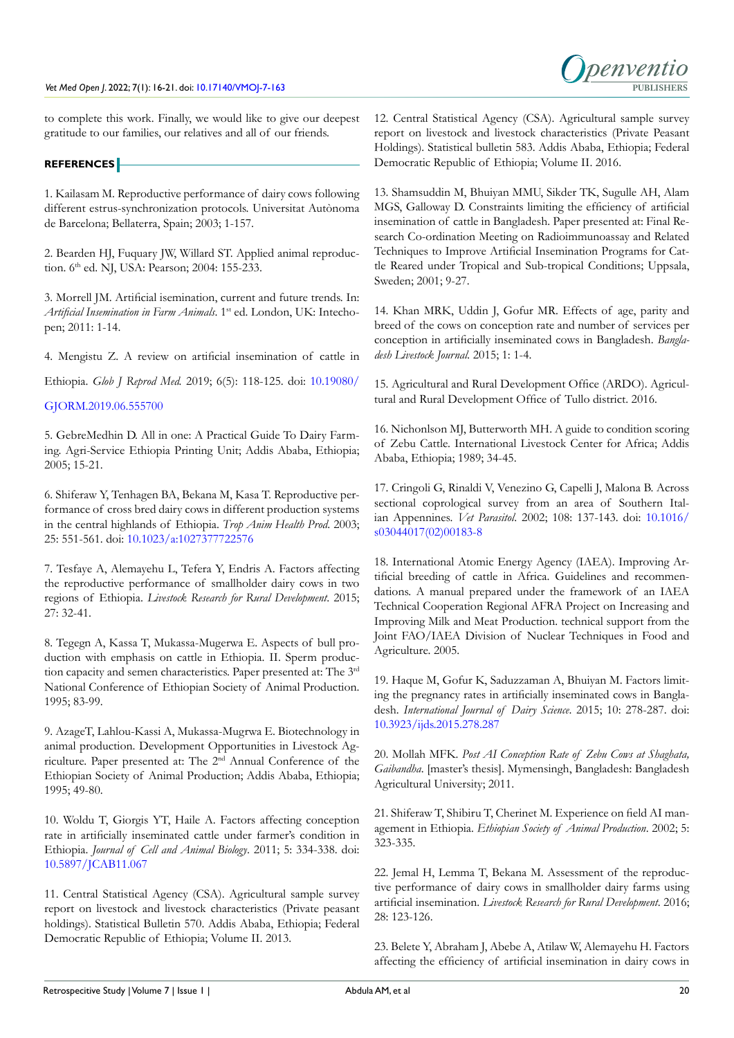to complete this work. Finally, we would like to give our deepest gratitude to our families, our relatives and all of our friends.

## REFERENCES

1. Kailasam M. Reproductive performance of dairy cows following different estrus-synchronization protocols. Universitat Autònoma de Barcelona; Bellaterra, Spain; 2003; 1-157.

2. Bearden HJ, Fuquary JW, Willard ST. Applied animal reproduction. 6th ed. NJ, USA: Pearson; 2004: 155-233.

3. Morrell JM. Artificial isemination, current and future trends. In: *Artificial Insemination in Farm Animals*. 1st ed. London, UK: Intechopen; 2011: 1-14.

4. Mengistu Z. A review on artificial insemination of cattle in Ethiopia. *Glob J Reprod Med.* 2019; 6(5): 118-125. doi: 10.19080/GJORM.2019.06.555700

5. GebreMedhin D. All in one: A Practical Guide To Dairy Farming. Agri-Service Ethiopia Printing Unit; Addis Ababa, Ethiopia; 2005; 15-21.

6. Shiferaw Y, Tenhagen BA, Bekana M, Kasa T. Reproductive performance of cross bred dairy cows in different production systems in the central highlands of Ethiopia. *Trop Anim Health Prod*. 2003; 25: 551-561. doi: 10.1023/a:1027377722576

7. Tesfaye A, Alemayehu L, Tefera Y, Endris A. Factors affecting the reproductive performance of smallholder dairy cows in two regions of Ethiopia. *Livestock Research for Rural Development*. 2015; 27: 32-41.

8. Tegegn A, Kassa T, Mukassa-Mugerwa E. Aspects of bull production with emphasis on cattle in Ethiopia. II. Sperm production capacity and semen characteristics. Paper presented at: The 3rd National Conference of Ethiopian Society of Animal Production. 1995; 83-99.

9. AzageT, Lahlou-Kassi A, Mukassa-Mugrwa E. Biotechnology in animal production. Development Opportunities in Livestock Agriculture. Paper presented at: The 2nd Annual Conference of the Ethiopian Society of Animal Production; Addis Ababa, Ethiopia; 1995; 49-80.

10. Woldu T, Giorgis YT, Haile A. Factors affecting conception rate in artificially inseminated cattle under farmer's condition in Ethiopia. *Journal of Cell and Animal Biology*. 2011; 5: 334-338. doi: 10.5897/JCAB11.067

11. Central Statistical Agency (CSA). Agricultural sample survey report on livestock and livestock characteristics (Private peasant holdings). Statistical Bulletin 570. Addis Ababa, Ethiopia; Federal Democratic Republic of Ethiopia; Volume II. 2013.

12. Central Statistical Agency (CSA). Agricultural sample survey report on livestock and livestock characteristics (Private Peasant Holdings). Statistical bulletin 583. Addis Ababa, Ethiopia; Federal Democratic Republic of Ethiopia; Volume II. 2016.

13. Shamsuddin M, Bhuiyan MMU, Sikder TK, Sugulle AH, Alam MGS, Galloway D. Constraints limiting the efficiency of artificial insemination of cattle in Bangladesh. Paper presented at: Final Research Co-ordination Meeting on Radioimmunoassay and Related Techniques to Improve Artificial Insemination Programs for Cattle Reared under Tropical and Sub-tropical Conditions; Uppsala, Sweden; 2001; 9-27.

14. Khan MRK, Uddin J, Gofur MR. Effects of age, parity and breed of the cows on conception rate and number of services per conception in artificially inseminated cows in Bangladesh. *Bangladesh Livestock Journal*. 2015; 1: 1-4.

15. Agricultural and Rural Development Office (ARDO). Agricultural and Rural Development Office of Tullo district. 2016.

16. Nichonlson MJ, Butterworth MH. A guide to condition scoring of Zebu Cattle. International Livestock Center for Africa; Addis Ababa, Ethiopia; 1989; 34-45.

17. Cringoli G, Rinaldi V, Venezino G, Capelli J, Malona B. Across sectional coprological survey from an area of Southern Italian Appennines. *Vet Parasitol*. 2002; 108: 137-143. doi: 10.1016/s03044017(02)00183-8

18. International Atomic Energy Agency (IAEA). Improving Artificial breeding of cattle in Africa. Guidelines and recommendations. A manual prepared under the framework of an IAEA Technical Cooperation Regional AFRA Project on Increasing and Improving Milk and Meat Production. technical support from the Joint FAO/IAEA Division of Nuclear Techniques in Food and Agriculture. 2005.

19. Haque M, Gofur K, Saduzzaman A, Bhuiyan M. Factors limiting the pregnancy rates in artificially inseminated cows in Bangladesh. *International Journal of Dairy Science*. 2015; 10: 278-287. doi: 10.3923/ijds.2015.278.287

20. Mollah MFK. *Post AI Conception Rate of Zebu Cows at Shaghata, Gaibandha*. [master's thesis]. Mymensingh, Bangladesh: Bangladesh Agricultural University; 2011.

21. Shiferaw T, Shibiru T, Cherinet M. Experience on field AI management in Ethiopia. *Ethiopian Society of Animal Production*. 2002; 5: 323-335.

22. Jemal H, Lemma T, Bekana M. Assessment of the reproductive performance of dairy cows in smallholder dairy farms using artificial insemination. *Livestock Research for Rural Development*. 2016; 28: 123-126.

23. Belete Y, Abraham J, Abebe A, Atilaw W, Alemayehu H. Factors affecting the efficiency of artificial insemination in dairy cows in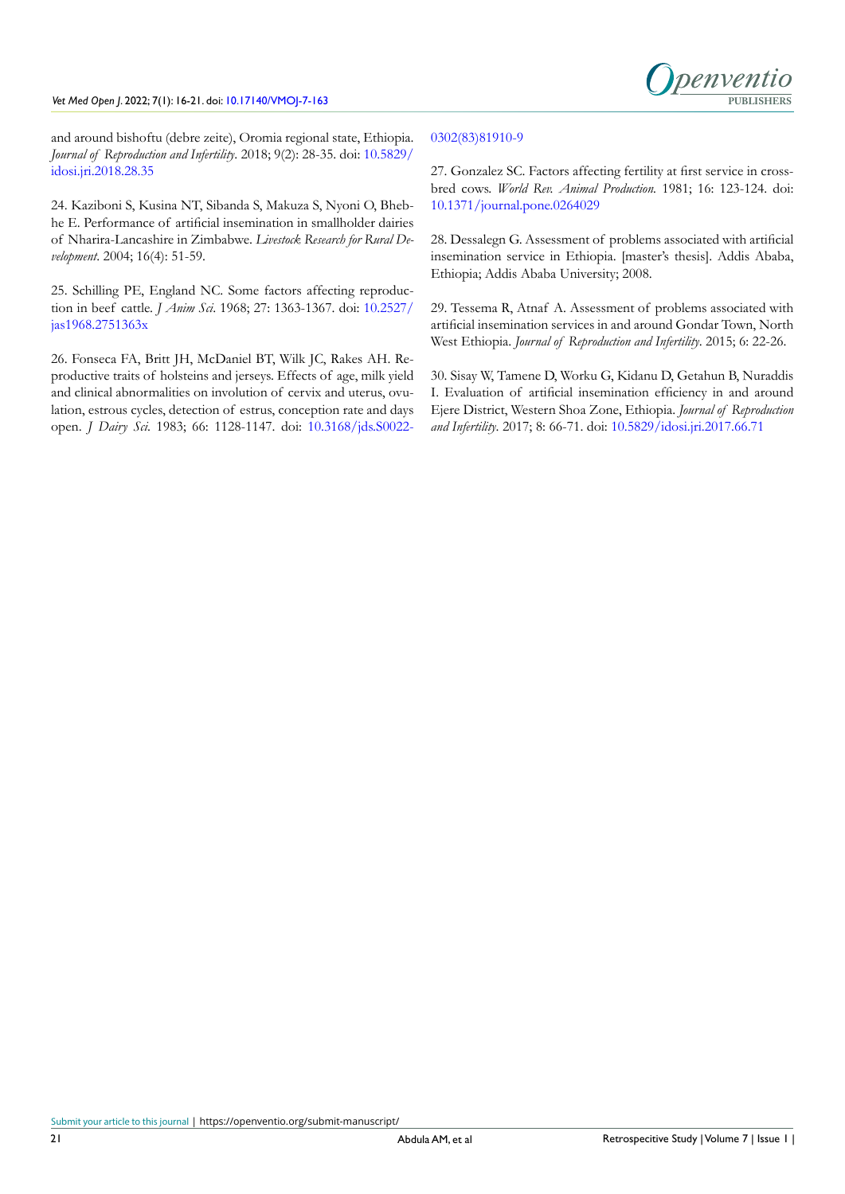and around bishoftu (debre zeite), Oromia regional state, Ethiopia. *Journal of Reproduction and Infertility*. 2018; 9(2): 28-35. doi: 10.5829/idosi.jri.2018.28.35

24. Kaziboni S, Kusina NT, Sibanda S, Makuza S, Nyoni O, Bhebhe E. Performance of artificial insemination in smallholder dairies of Nharira-Lancashire in Zimbabwe. *Livestock Research for Rural Development*. 2004; 16(4): 51-59.

25. Schilling PE, England NC. Some factors affecting reproduction in beef cattle. *J Anim Sci*. 1968; 27: 1363-1367. doi: 10.2527/jas1968.2751363x

26. Fonseca FA, Britt JH, McDaniel BT, Wilk JC, Rakes AH. Reproductive traits of holsteins and jerseys. Effects of age, milk yield and clinical abnormalities on involution of cervix and uterus, ovulation, estrous cycles, detection of estrus, conception rate and days open. *J Dairy Sci*. 1983; 66: 1128-1147. doi: 10.3168/jds.S0022-0302(83)81910-9

27. Gonzalez SC. Factors affecting fertility at first service in crossbred cows. *World Rev. Animal Production*. 1981; 16: 123-124. doi: 10.1371/journal.pone.0264029

28. Dessalegn G. Assessment of problems associated with artificial insemination service in Ethiopia. [master's thesis]. Addis Ababa, Ethiopia; Addis Ababa University; 2008.

29. Tessema R, Atnaf A. Assessment of problems associated with artificial insemination services in and around Gondar Town, North West Ethiopia. *Journal of Reproduction and Infertility*. 2015; 6: 22-26.

30. Sisay W, Tamene D, Worku G, Kidanu D, Getahun B, Nuraddis I. Evaluation of artificial insemination efficiency in and around Ejere District, Western Shoa Zone, Ethiopia. *Journal of Reproduction and Infertility*. 2017; 8: 66-71. doi: 10.5829/idosi.jri.2017.66.71